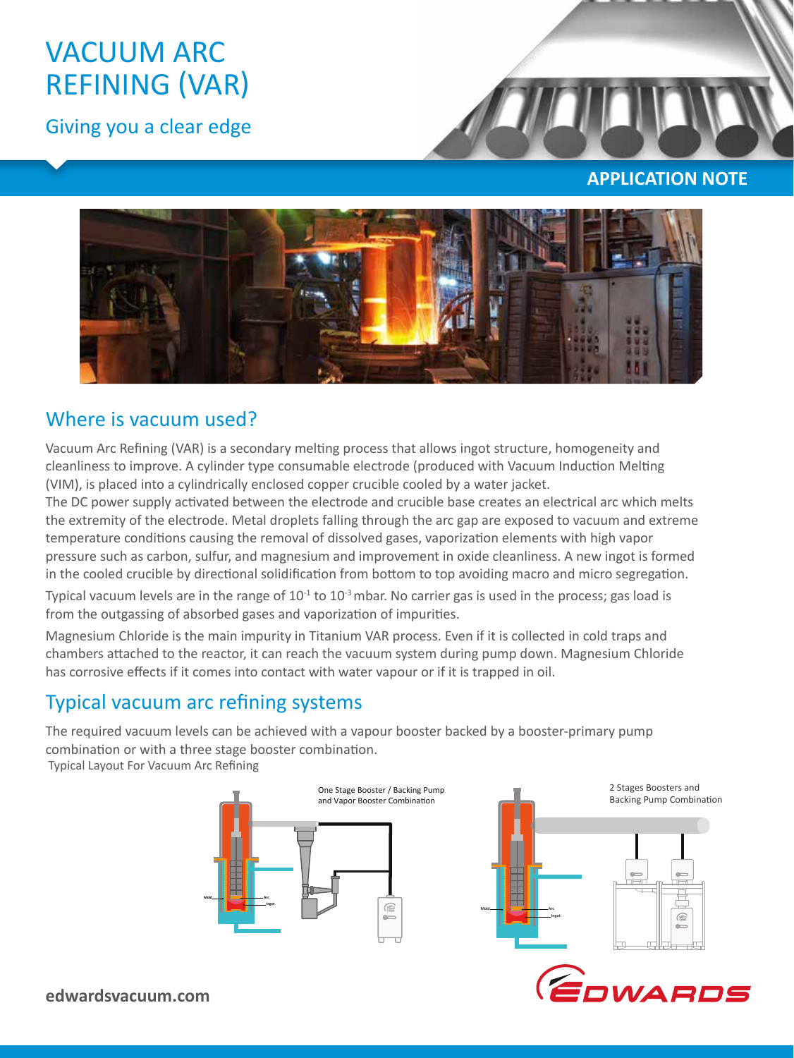# VACUUM ARC REFINING (VAR)

Giving you a clear edge

**APPLICATION NOTE**

## Where is vacuum used?

Vacuum Arc Refining (VAR) is a secondary melting process that allows ingot structure, homogeneity and cleanliness to improve. A cylinder type consumable electrode (produced with Vacuum Induction Melting (VIM), is placed into a cylindrically enclosed copper crucible cooled by a water jacket.

The DC power supply activated between the electrode and crucible base creates an electrical arc which melts the extremity of the electrode. Metal droplets falling through the arc gap are exposed to vacuum and extreme temperature conditions causing the removal of dissolved gases, vaporization elements with high vapor pressure such as carbon, sulfur, and magnesium and improvement in oxide cleanliness. A new ingot is formed in the cooled crucible by directional solidification from bottom to top avoiding macro and micro segregation.

Typical vacuum levels are in the range of $10^{-1}$ to $10^{-3}$ mbar. No carrier gas is used in the process; gas load is from the outgassing of absorbed gases and vaporization of impurities.

Magnesium Chloride is the main impurity in Titanium VAR process. Even if it is collected in cold traps and chambers attached to the reactor, it can reach the vacuum system during pump down. Magnesium Chloride has corrosive effects if it comes into contact with water vapour or if it is trapped in oil.

## Typical vacuum arc refining systems

The required vacuum levels can be achieved with a vapour booster backed by a booster-primary pump combination or with a three stage booster combination.

Typical Layout For Vacuum Arc Refining

One Stage Booster / Backing Pump and Vapor Booster Combination

2 Stages Boosters and Backing Pump Combination

edwardsvacuum.com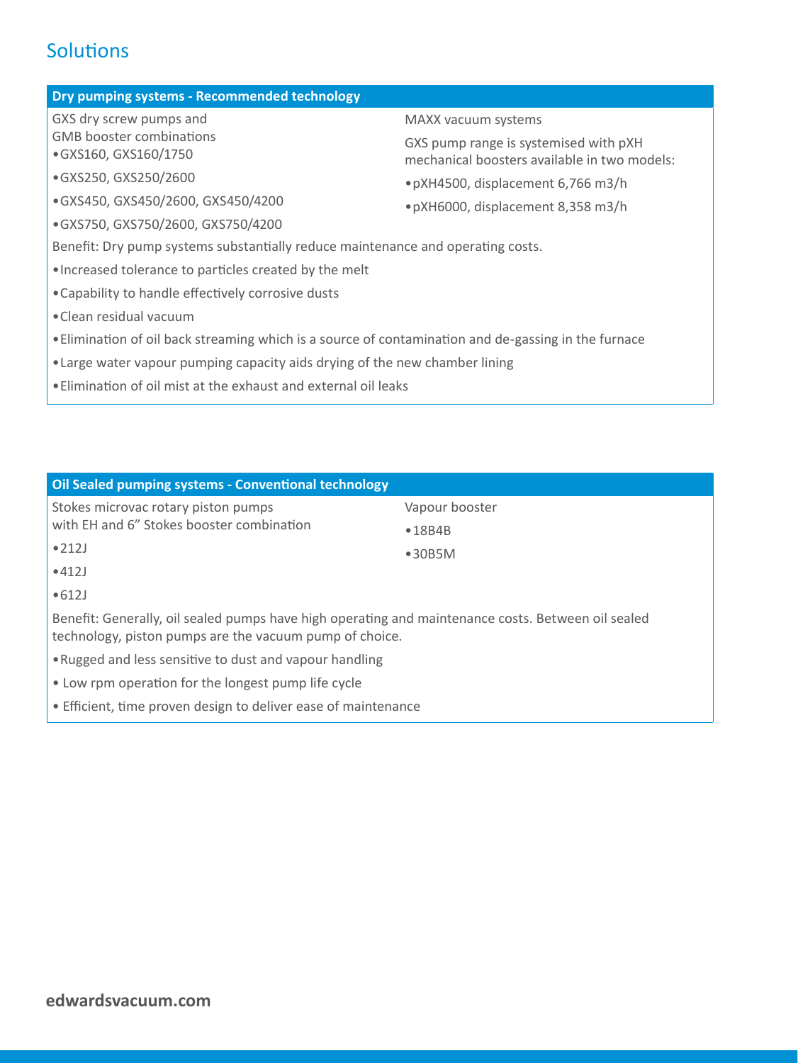## Solutions

### Dry pumping systems - Recommended technology

GXS dry screw pumps and GMB booster combinations

- GXS160, GXS160/1750
- GXS250, GXS250/2600
- GXS450, GXS450/2600, GXS450/4200
- GXS750, GXS750/2600, GXS750/4200

MAXX vacuum systems

GXS pump range is systemised with pXH mechanical boosters available in two models:

- pXH4500, displacement 6,766 m3/h
- pXH6000, displacement 8,358 m3/h

Benefit: Dry pump systems substantially reduce maintenance and operating costs.

- Increased tolerance to particles created by the melt
- Capability to handle effectively corrosive dusts
- Clean residual vacuum
- Elimination of oil back streaming which is a source of contamination and de-gassing in the furnace
- Large water vapour pumping capacity aids drying of the new chamber lining
- Elimination of oil mist at the exhaust and external oil leaks

### Oil Sealed pumping systems - Conventional technology

Stokes microvac rotary piston pumps with EH and 6” Stokes booster combination

- 212J
- 412J
- 612J

Vapour booster

- 18B4B
- 30B5M

Benefit: Generally, oil sealed pumps have high operating and maintenance costs. Between oil sealed technology, piston pumps are the vacuum pump of choice.

- Rugged and less sensitive to dust and vapour handling
- Low rpm operation for the longest pump life cycle
- Efficient, time proven design to deliver ease of maintenance

**edwardsvacuum.com**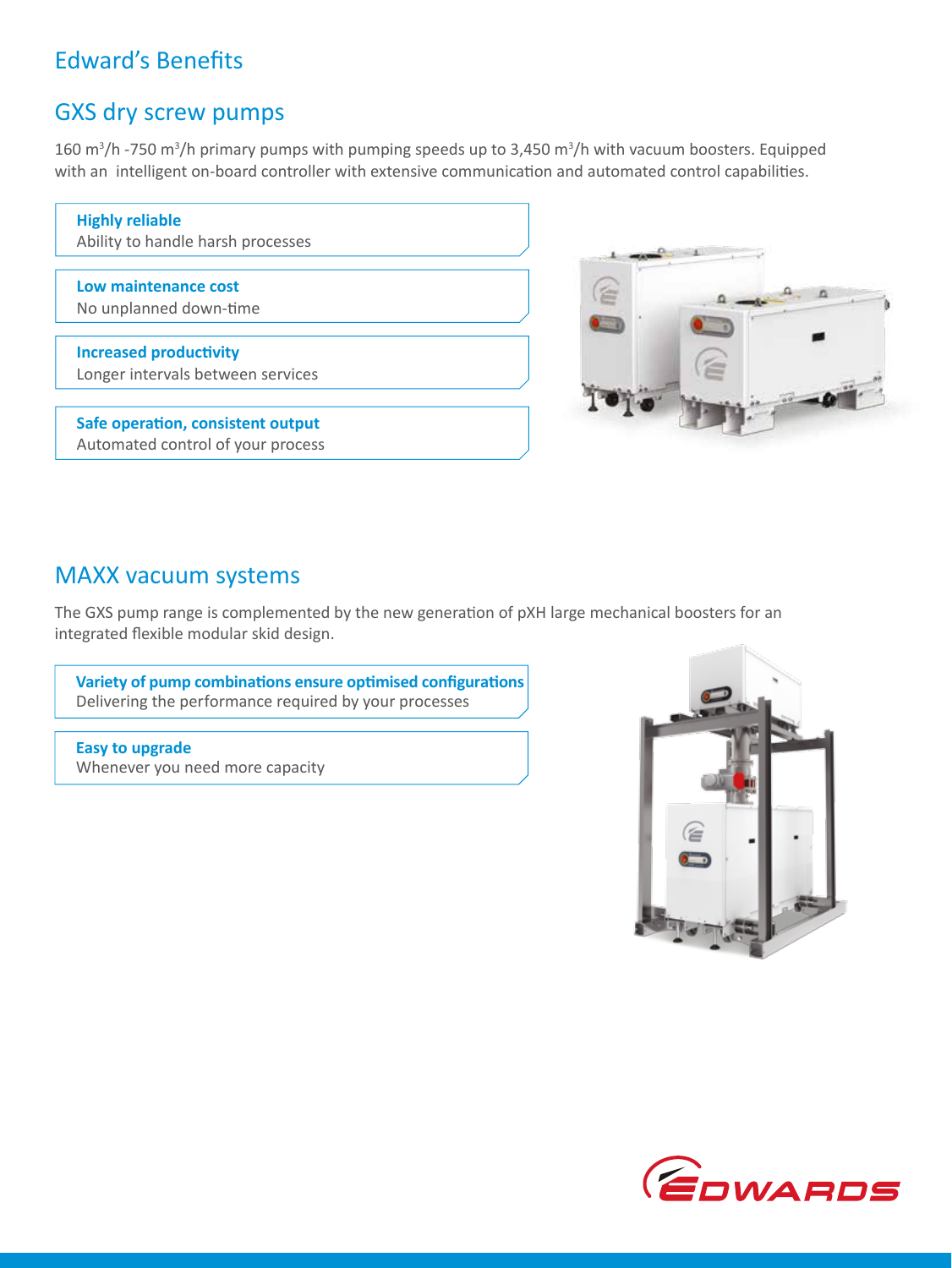# Edward's Benefits

## GXS dry screw pumps

160 $m^3$/h -750 $m^3$/h primary pumps with pumping speeds up to 3,450 $m^3$/h with vacuum boosters. Equipped with an intelligent on-board controller with extensive communication and automated control capabilities.

**Highly reliable**
Ability to handle harsh processes

**Low maintenance cost**
No unplanned down-time

**Increased productivity**
Longer intervals between services

**Safe operation, consistent output**
Automated control of your process

## MAXX vacuum systems

The GXS pump range is complemented by the new generation of pXH large mechanical boosters for an integrated flexible modular skid design.

**Variety of pump combinations ensure optimised configurations**
Delivering the performance required by your processes

**Easy to upgrade**
Whenever you need more capacity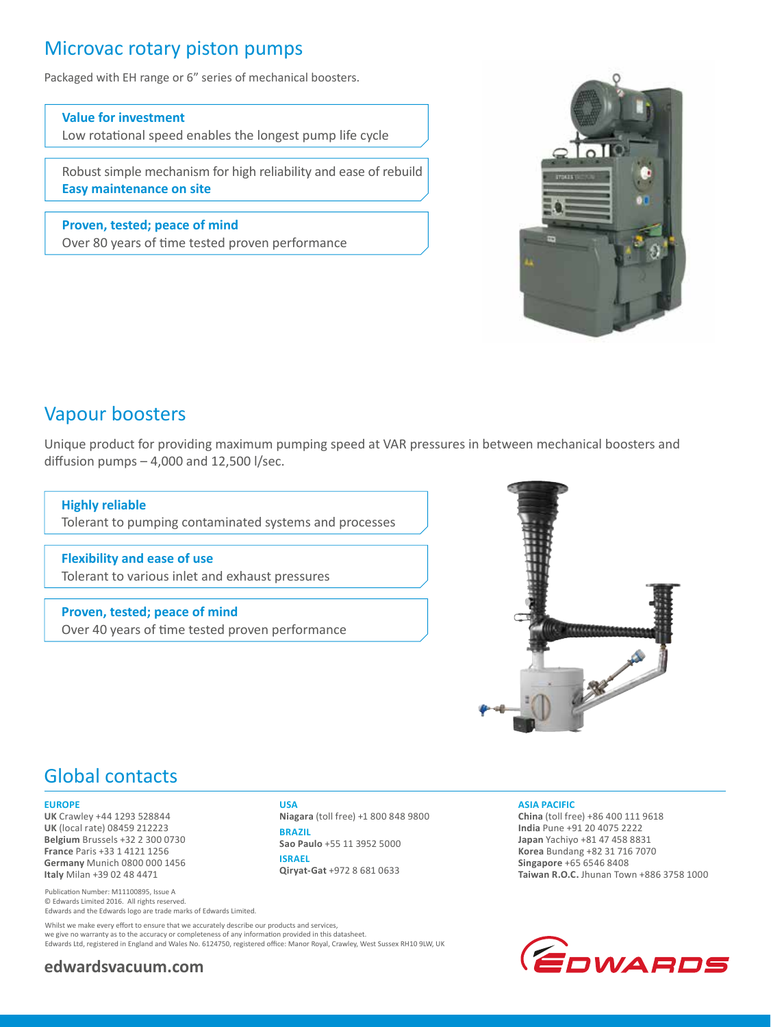## Microvac rotary piston pumps

Packaged with EH range or 6” series of mechanical boosters.

**Value for investment**
Low rotational speed enables the longest pump life cycle

Robust simple mechanism for high reliability and ease of rebuild
**Easy maintenance on site**

**Proven, tested; peace of mind**
Over 80 years of time tested proven performance

## Vapour boosters

Unique product for providing maximum pumping speed at VAR pressures in between mechanical boosters and diffusion pumps – 4,000 and 12,500 l/sec.

**Highly reliable**
Tolerant to pumping contaminated systems and processes

**Flexibility and ease of use**
Tolerant to various inlet and exhaust pressures

**Proven, tested; peace of mind**
Over 40 years of time tested proven performance

## Global contacts

**EUROPE**
**UK** Crawley +44 1293 528844
**UK** (local rate) 08459 212223
**Belgium** Brussels +32 2 300 0730
**France** Paris +33 1 4121 1256
**Germany** Munich 0800 000 1456
**Italy** Milan +39 02 48 4471

**USA**
**Niagara** (toll free) +1 800 848 9800

**BRAZIL**
**Sao Paulo** +55 11 3952 5000

**ISRAEL**
**Qiryat-Gat** +972 8 681 0633

**ASIA PACIFIC**
**China** (toll free) +86 400 111 9618
**India** Pune +91 20 4075 2222
**Japan** Yachiyo +81 47 458 8831
**Korea** Bundang +82 31 716 7070
**Singapore** +65 6546 8408
**Taiwan R.O.C.** Jhunan Town +886 3758 1000

Publication Number: M11100895, Issue A
© Edwards Limited 2016. All rights reserved.
Edwards and the Edwards logo are trade marks of Edwards Limited.

Whilst we make every effort to ensure that we accurately describe our products and services, we give no warranty as to the accuracy or completeness of any information provided in this datasheet.
Edwards Ltd, registered in England and Wales No. 6124750, registered office: Manor Royal, Crawley, West Sussex RH10 9LW, UK

**edwardsvacuum.com**

EDWARDS